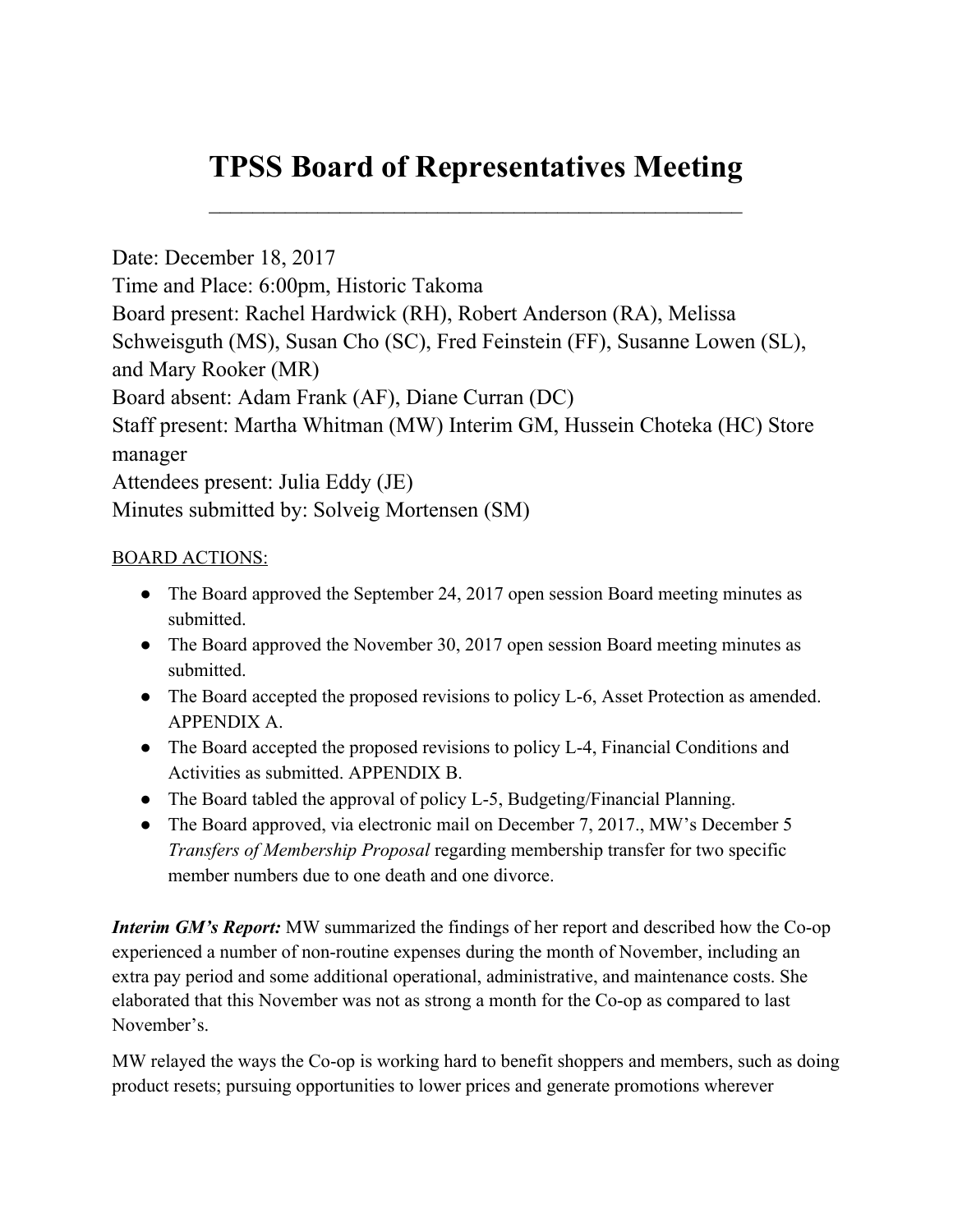# TPSS Board of Representatives Meeting

Date: December 18, 2017
Time and Place: 6:00pm, Historic Takoma
Board present: Rachel Hardwick (RH), Robert Anderson (RA), Melissa Schweisguth (MS), Susan Cho (SC), Fred Feinstein (FF), Susanne Lowen (SL), and Mary Rooker (MR)
Board absent: Adam Frank (AF), Diane Curran (DC)
Staff present: Martha Whitman (MW) Interim GM, Hussein Choteka (HC) Store manager
Attendees present: Julia Eddy (JE)
Minutes submitted by: Solveig Mortensen (SM)

BOARD ACTIONS:

- The Board approved the September 24, 2017 open session Board meeting minutes as submitted.
- The Board approved the November 30, 2017 open session Board meeting minutes as submitted.
- The Board accepted the proposed revisions to policy L-6, Asset Protection as amended. APPENDIX A.
- The Board accepted the proposed revisions to policy L-4, Financial Conditions and Activities as submitted. APPENDIX B.
- The Board tabled the approval of policy L-5, Budgeting/Financial Planning.
- The Board approved, via electronic mail on December 7, 2017., MW's December 5 *Transfers of Membership Proposal* regarding membership transfer for two specific member numbers due to one death and one divorce.

***Interim GM's Report:*** MW summarized the findings of her report and described how the Co-op experienced a number of non-routine expenses during the month of November, including an extra pay period and some additional operational, administrative, and maintenance costs. She elaborated that this November was not as strong a month for the Co-op as compared to last November's.

MW relayed the ways the Co-op is working hard to benefit shoppers and members, such as doing product resets; pursuing opportunities to lower prices and generate promotions wherever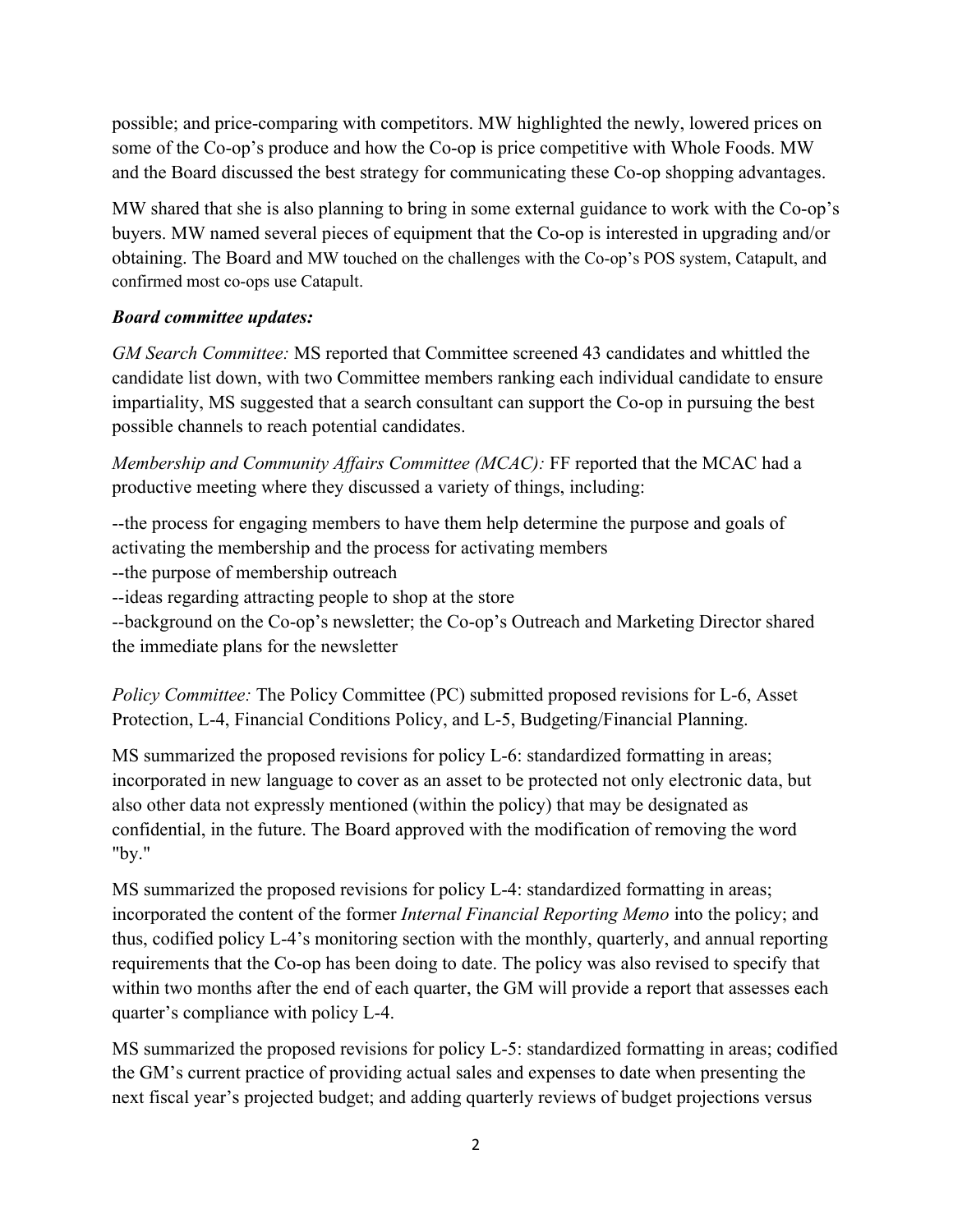possible; and price-comparing with competitors. MW highlighted the newly, lowered prices on some of the Co-op's produce and how the Co-op is price competitive with Whole Foods. MW and the Board discussed the best strategy for communicating these Co-op shopping advantages.

MW shared that she is also planning to bring in some external guidance to work with the Co-op's buyers. MW named several pieces of equipment that the Co-op is interested in upgrading and/or obtaining. The Board and MW touched on the challenges with the Co-op's POS system, Catapult, and confirmed most co-ops use Catapult.

***Board committee updates:***

*GM Search Committee:* MS reported that Committee screened 43 candidates and whittled the candidate list down, with two Committee members ranking each individual candidate to ensure impartiality, MS suggested that a search consultant can support the Co-op in pursuing the best possible channels to reach potential candidates.

*Membership and Community Affairs Committee (MCAC):* FF reported that the MCAC had a productive meeting where they discussed a variety of things, including:

--the process for engaging members to have them help determine the purpose and goals of activating the membership and the process for activating members
--the purpose of membership outreach
--ideas regarding attracting people to shop at the store
--background on the Co-op's newsletter; the Co-op's Outreach and Marketing Director shared the immediate plans for the newsletter

*Policy Committee:* The Policy Committee (PC) submitted proposed revisions for L-6, Asset Protection, L-4, Financial Conditions Policy, and L-5, Budgeting/Financial Planning.

MS summarized the proposed revisions for policy L-6: standardized formatting in areas; incorporated in new language to cover as an asset to be protected not only electronic data, but also other data not expressly mentioned (within the policy) that may be designated as confidential, in the future. The Board approved with the modification of removing the word "by."

MS summarized the proposed revisions for policy L-4: standardized formatting in areas; incorporated the content of the former *Internal Financial Reporting Memo* into the policy; and thus, codified policy L-4's monitoring section with the monthly, quarterly, and annual reporting requirements that the Co-op has been doing to date. The policy was also revised to specify that within two months after the end of each quarter, the GM will provide a report that assesses each quarter's compliance with policy L-4.

MS summarized the proposed revisions for policy L-5: standardized formatting in areas; codified the GM's current practice of providing actual sales and expenses to date when presenting the next fiscal year's projected budget; and adding quarterly reviews of budget projections versus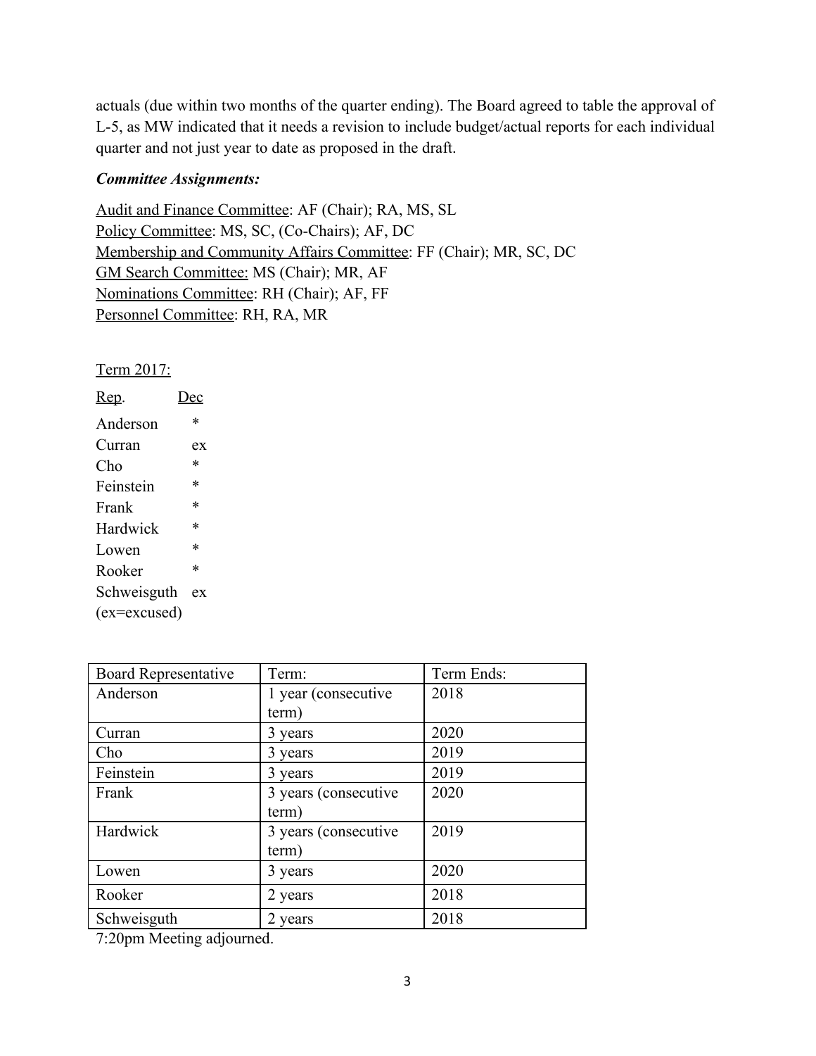actuals (due within two months of the quarter ending). The Board agreed to table the approval of L-5, as MW indicated that it needs a revision to include budget/actual reports for each individual quarter and not just year to date as proposed in the draft.

***Committee Assignments:***

<u>Audit and Finance Committee</u>: AF (Chair); RA, MS, SL
<u>Policy Committee</u>: MS, SC, (Co-Chairs); AF, DC
<u>Membership and Community Affairs Committee</u>: FF (Chair); MR, SC, DC
<u>GM Search Committee:</u> MS (Chair); MR, AF
<u>Nominations Committee</u>: RH (Chair); AF, FF
<u>Personnel Committee</u>: RH, RA, MR

<u>Term 2017:</u>

| Rep. | Dec |
|---|---|
| Anderson | * |
| Curran | ex |
| Cho | * |
| Feinstein | * |
| Frank | * |
| Hardwick | * |
| Lowen | * |
| Rooker | * |
| Schweisguth | ex |

(ex=excused)

| Board Representative | Term: | Term Ends: |
|---|---|---|
| Anderson | 1 year (consecutive term) | 2018 |
| Curran | 3 years | 2020 |
| Cho | 3 years | 2019 |
| Feinstein | 3 years | 2019 |
| Frank | 3 years (consecutive term) | 2020 |
| Hardwick | 3 years (consecutive term) | 2019 |
| Lowen | 3 years | 2020 |
| Rooker | 2 years | 2018 |
| Schweisguth | 2 years | 2018 |

7:20pm Meeting adjourned.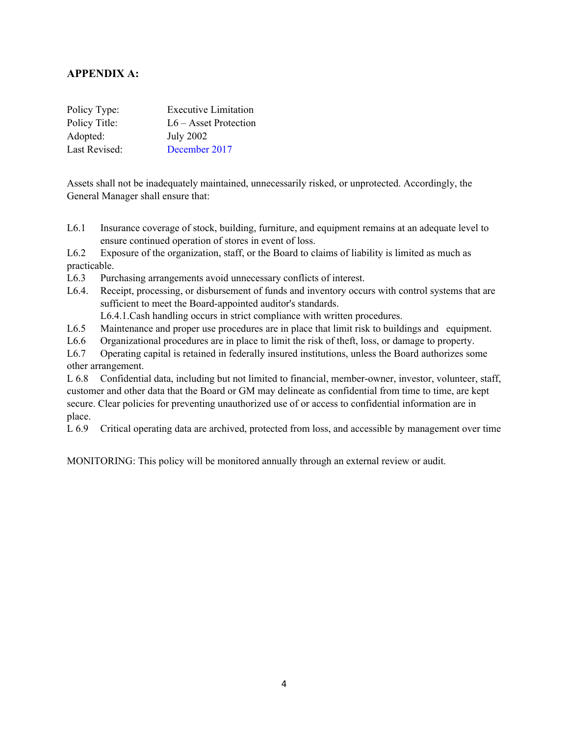## APPENDIX A:

Policy Type: Executive Limitation
Policy Title: L6 – Asset Protection
Adopted: July 2002
Last Revised: December 2017

Assets shall not be inadequately maintained, unnecessarily risked, or unprotected. Accordingly, the General Manager shall ensure that:

L6.1 Insurance coverage of stock, building, furniture, and equipment remains at an adequate level to ensure continued operation of stores in event of loss.

L6.2 Exposure of the organization, staff, or the Board to claims of liability is limited as much as practicable.

L6.3 Purchasing arrangements avoid unnecessary conflicts of interest.

L6.4. Receipt, processing, or disbursement of funds and inventory occurs with control systems that are sufficient to meet the Board-appointed auditor's standards.

L6.4.1. Cash handling occurs in strict compliance with written procedures.

L6.5 Maintenance and proper use procedures are in place that limit risk to buildings and equipment.

L6.6 Organizational procedures are in place to limit the risk of theft, loss, or damage to property.

L6.7 Operating capital is retained in federally insured institutions, unless the Board authorizes some other arrangement.

L 6.8 Confidential data, including but not limited to financial, member-owner, investor, volunteer, staff, customer and other data that the Board or GM may delineate as confidential from time to time, are kept secure. Clear policies for preventing unauthorized use of or access to confidential information are in place.

L 6.9 Critical operating data are archived, protected from loss, and accessible by management over time

MONITORING: This policy will be monitored annually through an external review or audit.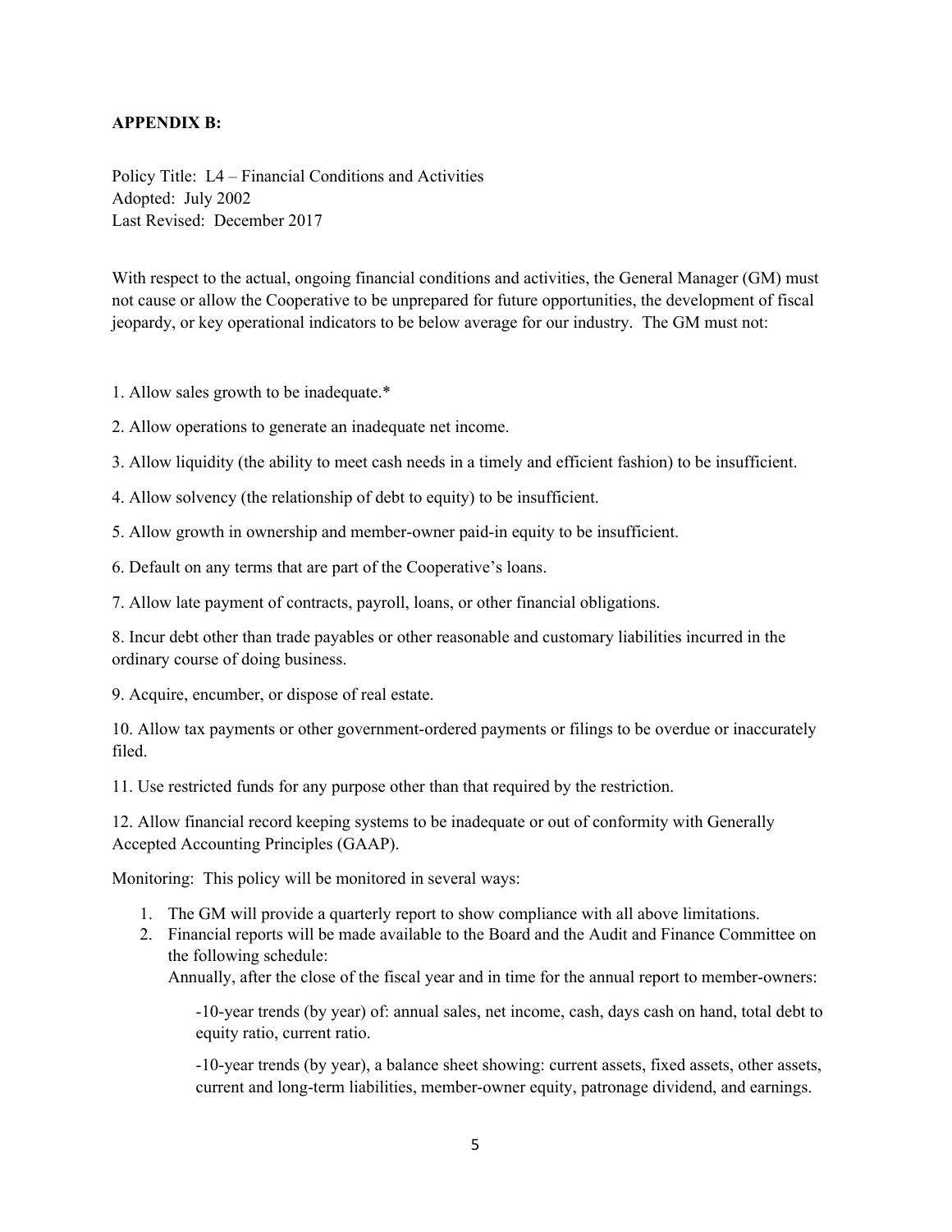**APPENDIX B:**

Policy Title: L4 – Financial Conditions and Activities
Adopted: July 2002
Last Revised: December 2017

With respect to the actual, ongoing financial conditions and activities, the General Manager (GM) must not cause or allow the Cooperative to be unprepared for future opportunities, the development of fiscal jeopardy, or key operational indicators to be below average for our industry. The GM must not:

1. Allow sales growth to be inadequate.*

2. Allow operations to generate an inadequate net income.

3. Allow liquidity (the ability to meet cash needs in a timely and efficient fashion) to be insufficient.

4. Allow solvency (the relationship of debt to equity) to be insufficient.

5. Allow growth in ownership and member-owner paid-in equity to be insufficient.

6. Default on any terms that are part of the Cooperative's loans.

7. Allow late payment of contracts, payroll, loans, or other financial obligations.

8. Incur debt other than trade payables or other reasonable and customary liabilities incurred in the ordinary course of doing business.

9. Acquire, encumber, or dispose of real estate.

10. Allow tax payments or other government-ordered payments or filings to be overdue or inaccurately filed.

11. Use restricted funds for any purpose other than that required by the restriction.

12. Allow financial record keeping systems to be inadequate or out of conformity with Generally Accepted Accounting Principles (GAAP).

Monitoring: This policy will be monitored in several ways:

1. The GM will provide a quarterly report to show compliance with all above limitations.
2. Financial reports will be made available to the Board and the Audit and Finance Committee on the following schedule:
   Annually, after the close of the fiscal year and in time for the annual report to member-owners:

   -10-year trends (by year) of: annual sales, net income, cash, days cash on hand, total debt to equity ratio, current ratio.

   -10-year trends (by year), a balance sheet showing: current assets, fixed assets, other assets, current and long-term liabilities, member-owner equity, patronage dividend, and earnings.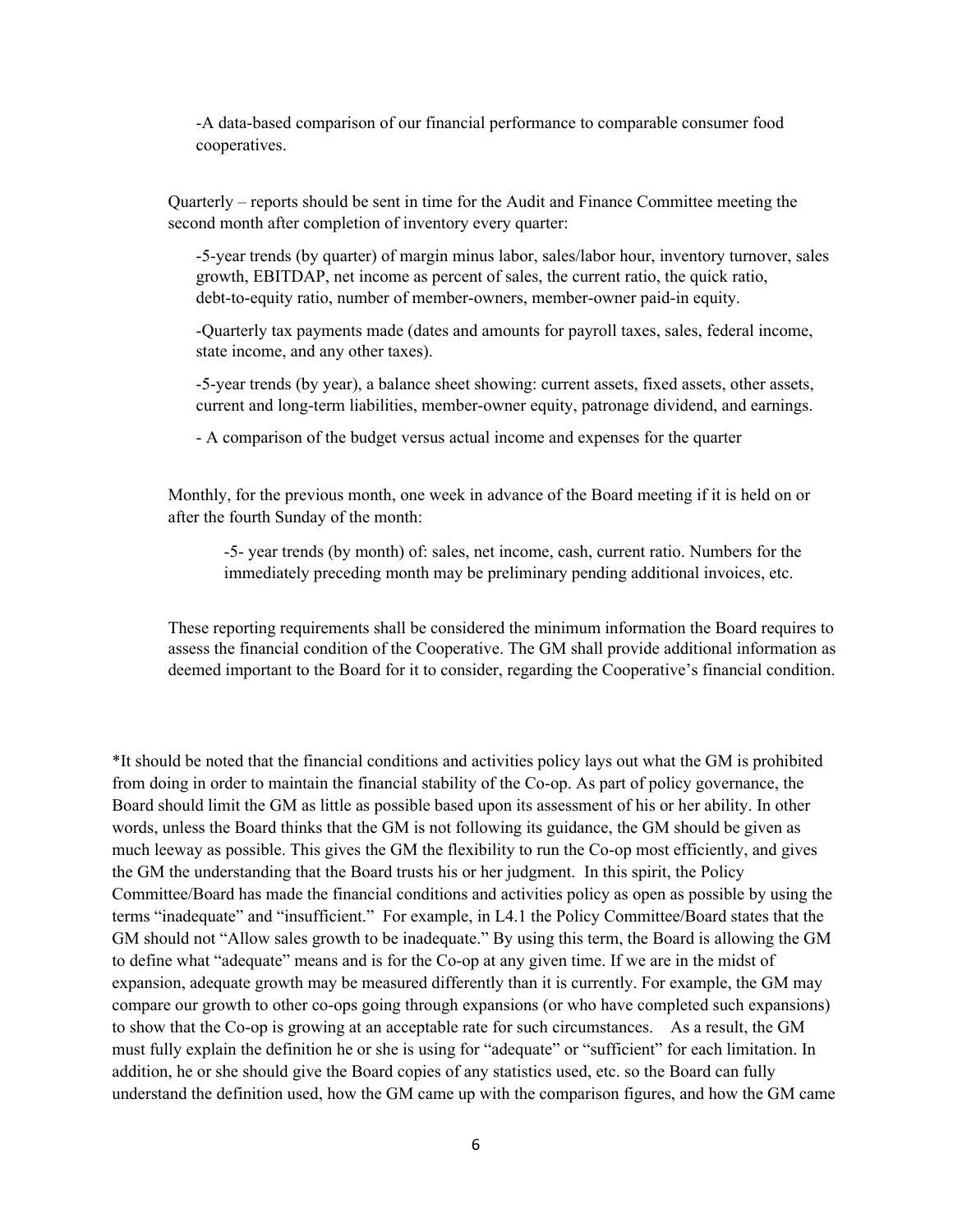-A data-based comparison of our financial performance to comparable consumer food cooperatives.

Quarterly – reports should be sent in time for the Audit and Finance Committee meeting the second month after completion of inventory every quarter:

-5-year trends (by quarter) of margin minus labor, sales/labor hour, inventory turnover, sales growth, EBITDAP, net income as percent of sales, the current ratio, the quick ratio, debt-to-equity ratio, number of member-owners, member-owner paid-in equity.

-Quarterly tax payments made (dates and amounts for payroll taxes, sales, federal income, state income, and any other taxes).

-5-year trends (by year), a balance sheet showing: current assets, fixed assets, other assets, current and long-term liabilities, member-owner equity, patronage dividend, and earnings.

- A comparison of the budget versus actual income and expenses for the quarter

Monthly, for the previous month, one week in advance of the Board meeting if it is held on or after the fourth Sunday of the month:

-5- year trends (by month) of: sales, net income, cash, current ratio. Numbers for the immediately preceding month may be preliminary pending additional invoices, etc.

These reporting requirements shall be considered the minimum information the Board requires to assess the financial condition of the Cooperative. The GM shall provide additional information as deemed important to the Board for it to consider, regarding the Cooperative's financial condition.

*It should be noted that the financial conditions and activities policy lays out what the GM is prohibited from doing in order to maintain the financial stability of the Co-op. As part of policy governance, the Board should limit the GM as little as possible based upon its assessment of his or her ability. In other words, unless the Board thinks that the GM is not following its guidance, the GM should be given as much leeway as possible. This gives the GM the flexibility to run the Co-op most efficiently, and gives the GM the understanding that the Board trusts his or her judgment. In this spirit, the Policy Committee/Board has made the financial conditions and activities policy as open as possible by using the terms "inadequate" and "insufficient." For example, in L4.1 the Policy Committee/Board states that the GM should not "Allow sales growth to be inadequate." By using this term, the Board is allowing the GM to define what "adequate" means and is for the Co-op at any given time. If we are in the midst of expansion, adequate growth may be measured differently than it is currently. For example, the GM may compare our growth to other co-ops going through expansions (or who have completed such expansions) to show that the Co-op is growing at an acceptable rate for such circumstances. As a result, the GM must fully explain the definition he or she is using for "adequate" or "sufficient" for each limitation. In addition, he or she should give the Board copies of any statistics used, etc. so the Board can fully understand the definition used, how the GM came up with the comparison figures, and how the GM came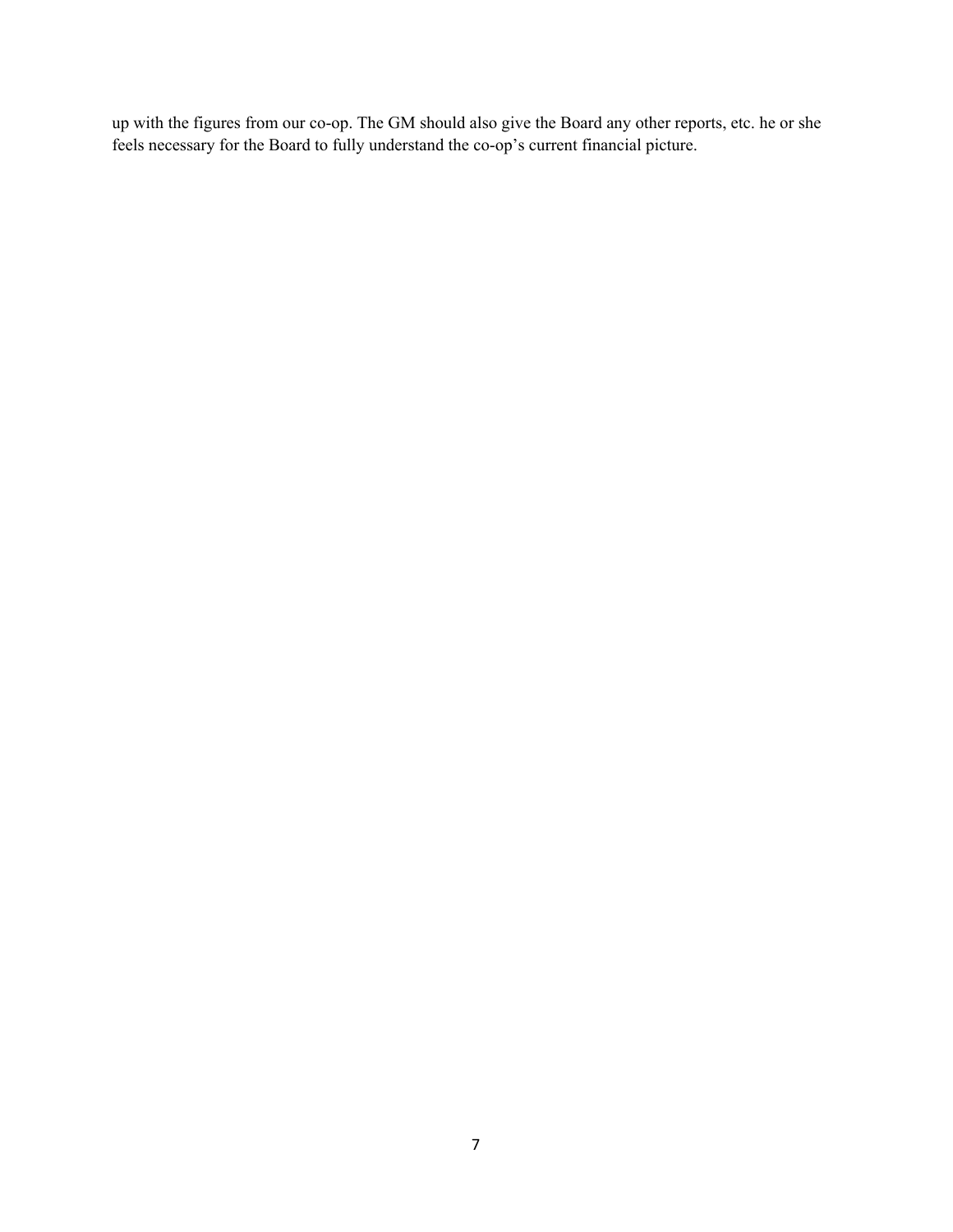up with the figures from our co-op. The GM should also give the Board any other reports, etc. he or she feels necessary for the Board to fully understand the co-op's current financial picture.